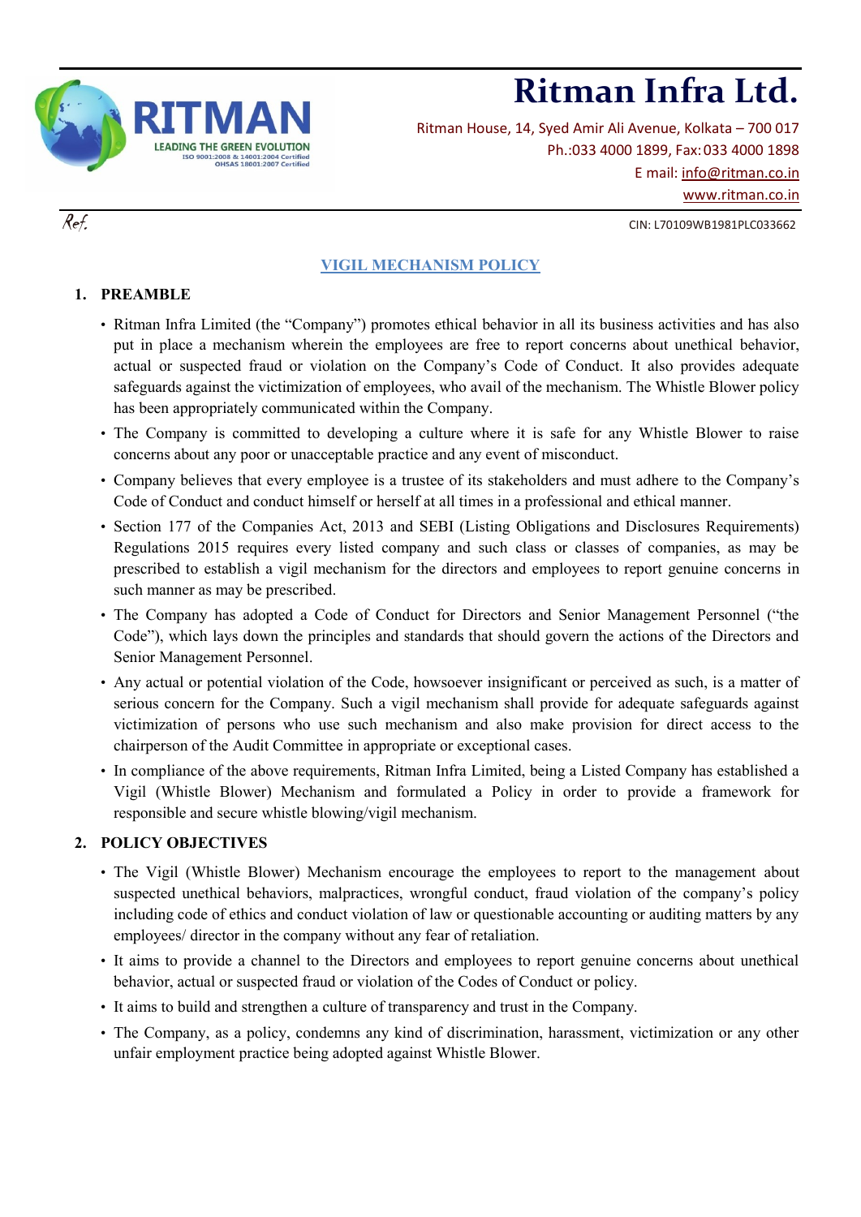# Ritman Infra Ltd.

Ritman House, 14, Syed Amir Ali Avenue, Kolkata – 700 017
Ph.:033 4000 1899, Fax: 033 4000 1898
E mail: info@ritman.co.in
www.ritman.co.in

Ref.

CIN: L70109WB1981PLC033662

## VIGIL MECHANISM POLICY

### 1. PREAMBLE

- Ritman Infra Limited (the "Company") promotes ethical behavior in all its business activities and has also put in place a mechanism wherein the employees are free to report concerns about unethical behavior, actual or suspected fraud or violation on the Company's Code of Conduct. It also provides adequate safeguards against the victimization of employees, who avail of the mechanism. The Whistle Blower policy has been appropriately communicated within the Company.
- The Company is committed to developing a culture where it is safe for any Whistle Blower to raise concerns about any poor or unacceptable practice and any event of misconduct.
- Company believes that every employee is a trustee of its stakeholders and must adhere to the Company's Code of Conduct and conduct himself or herself at all times in a professional and ethical manner.
- Section 177 of the Companies Act, 2013 and SEBI (Listing Obligations and Disclosures Requirements) Regulations 2015 requires every listed company and such class or classes of companies, as may be prescribed to establish a vigil mechanism for the directors and employees to report genuine concerns in such manner as may be prescribed.
- The Company has adopted a Code of Conduct for Directors and Senior Management Personnel ("the Code"), which lays down the principles and standards that should govern the actions of the Directors and Senior Management Personnel.
- Any actual or potential violation of the Code, howsoever insignificant or perceived as such, is a matter of serious concern for the Company. Such a vigil mechanism shall provide for adequate safeguards against victimization of persons who use such mechanism and also make provision for direct access to the chairperson of the Audit Committee in appropriate or exceptional cases.
- In compliance of the above requirements, Ritman Infra Limited, being a Listed Company has established a Vigil (Whistle Blower) Mechanism and formulated a Policy in order to provide a framework for responsible and secure whistle blowing/vigil mechanism.

### 2. POLICY OBJECTIVES

- The Vigil (Whistle Blower) Mechanism encourage the employees to report to the management about suspected unethical behaviors, malpractices, wrongful conduct, fraud violation of the company's policy including code of ethics and conduct violation of law or questionable accounting or auditing matters by any employees/ director in the company without any fear of retaliation.
- It aims to provide a channel to the Directors and employees to report genuine concerns about unethical behavior, actual or suspected fraud or violation of the Codes of Conduct or policy.
- It aims to build and strengthen a culture of transparency and trust in the Company.
- The Company, as a policy, condemns any kind of discrimination, harassment, victimization or any other unfair employment practice being adopted against Whistle Blower.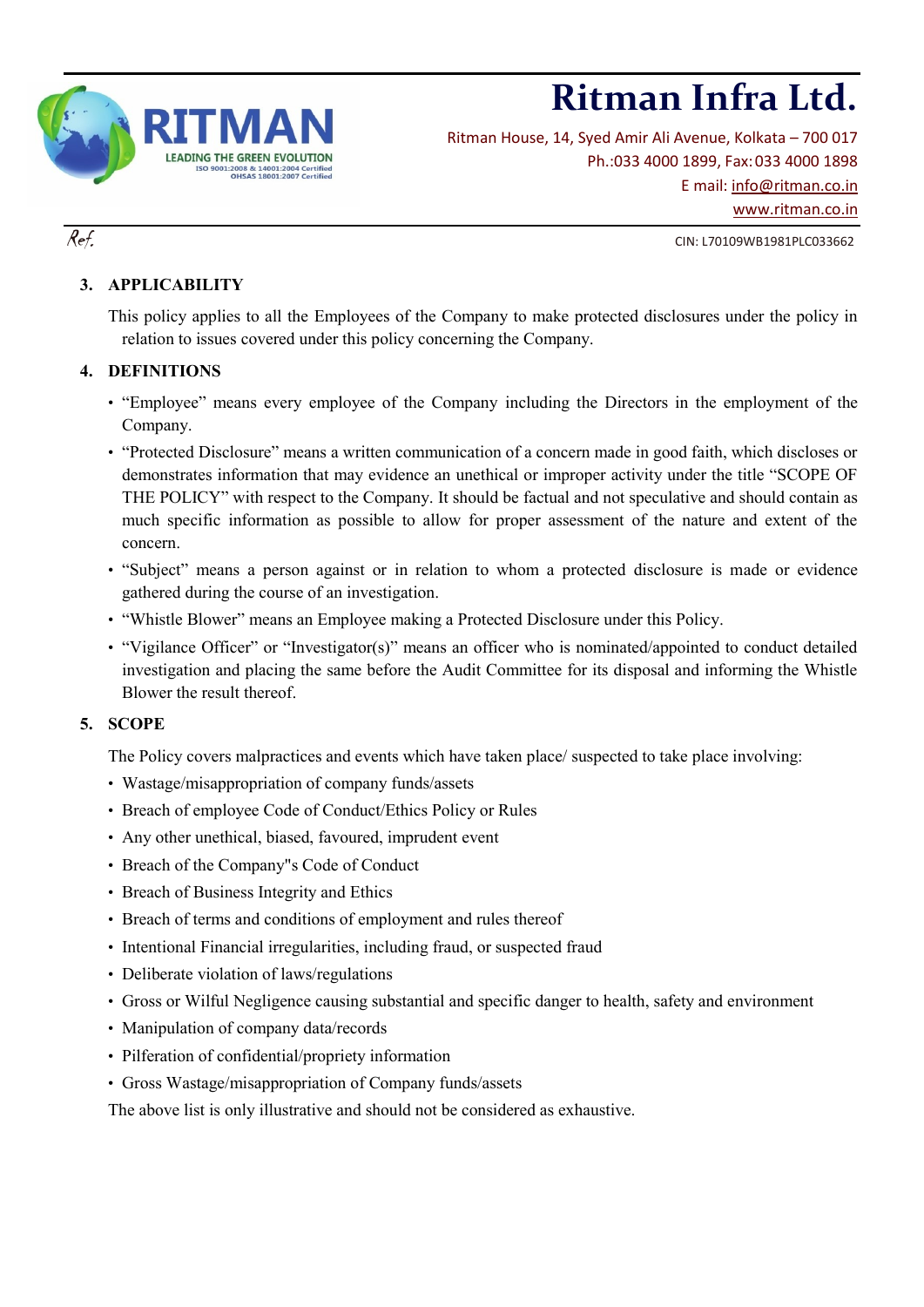## 3. APPLICABILITY

This policy applies to all the Employees of the Company to make protected disclosures under the policy in relation to issues covered under this policy concerning the Company.

## 4. DEFINITIONS

- "Employee" means every employee of the Company including the Directors in the employment of the Company.
- "Protected Disclosure" means a written communication of a concern made in good faith, which discloses or demonstrates information that may evidence an unethical or improper activity under the title "SCOPE OF THE POLICY" with respect to the Company. It should be factual and not speculative and should contain as much specific information as possible to allow for proper assessment of the nature and extent of the concern.
- "Subject" means a person against or in relation to whom a protected disclosure is made or evidence gathered during the course of an investigation.
- "Whistle Blower" means an Employee making a Protected Disclosure under this Policy.
- "Vigilance Officer" or "Investigator(s)" means an officer who is nominated/appointed to conduct detailed investigation and placing the same before the Audit Committee for its disposal and informing the Whistle Blower the result thereof.

## 5. SCOPE

The Policy covers malpractices and events which have taken place/ suspected to take place involving:

- Wastage/misappropriation of company funds/assets
- Breach of employee Code of Conduct/Ethics Policy or Rules
- Any other unethical, biased, favoured, imprudent event
- Breach of the Company"s Code of Conduct
- Breach of Business Integrity and Ethics
- Breach of terms and conditions of employment and rules thereof
- Intentional Financial irregularities, including fraud, or suspected fraud
- Deliberate violation of laws/regulations
- Gross or Wilful Negligence causing substantial and specific danger to health, safety and environment
- Manipulation of company data/records
- Pilferation of confidential/propriety information
- Gross Wastage/misappropriation of Company funds/assets

The above list is only illustrative and should not be considered as exhaustive.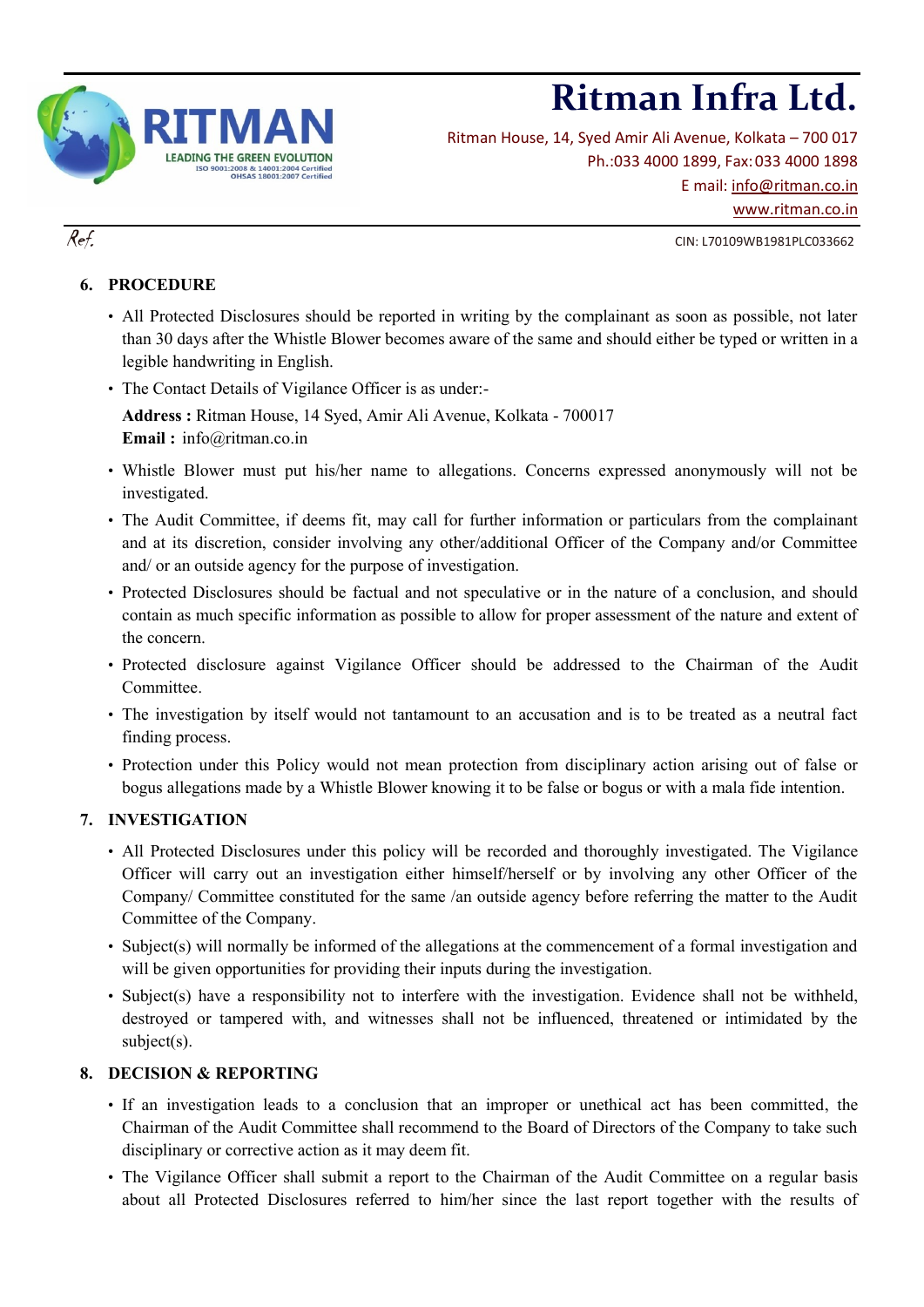## 6. PROCEDURE

- All Protected Disclosures should be reported in writing by the complainant as soon as possible, not later than 30 days after the Whistle Blower becomes aware of the same and should either be typed or written in a legible handwriting in English.
- The Contact Details of Vigilance Officer is as under:-

  **Address :** Ritman House, 14 Syed, Amir Ali Avenue, Kolkata - 700017
  **Email :** info@ritman.co.in

- Whistle Blower must put his/her name to allegations. Concerns expressed anonymously will not be investigated.
- The Audit Committee, if deems fit, may call for further information or particulars from the complainant and at its discretion, consider involving any other/additional Officer of the Company and/or Committee and/ or an outside agency for the purpose of investigation.
- Protected Disclosures should be factual and not speculative or in the nature of a conclusion, and should contain as much specific information as possible to allow for proper assessment of the nature and extent of the concern.
- Protected disclosure against Vigilance Officer should be addressed to the Chairman of the Audit Committee.
- The investigation by itself would not tantamount to an accusation and is to be treated as a neutral fact finding process.
- Protection under this Policy would not mean protection from disciplinary action arising out of false or bogus allegations made by a Whistle Blower knowing it to be false or bogus or with a mala fide intention.

## 7. INVESTIGATION

- All Protected Disclosures under this policy will be recorded and thoroughly investigated. The Vigilance Officer will carry out an investigation either himself/herself or by involving any other Officer of the Company/ Committee constituted for the same /an outside agency before referring the matter to the Audit Committee of the Company.
- Subject(s) will normally be informed of the allegations at the commencement of a formal investigation and will be given opportunities for providing their inputs during the investigation.
- Subject(s) have a responsibility not to interfere with the investigation. Evidence shall not be withheld, destroyed or tampered with, and witnesses shall not be influenced, threatened or intimidated by the subject(s).

## 8. DECISION & REPORTING

- If an investigation leads to a conclusion that an improper or unethical act has been committed, the Chairman of the Audit Committee shall recommend to the Board of Directors of the Company to take such disciplinary or corrective action as it may deem fit.
- The Vigilance Officer shall submit a report to the Chairman of the Audit Committee on a regular basis about all Protected Disclosures referred to him/her since the last report together with the results of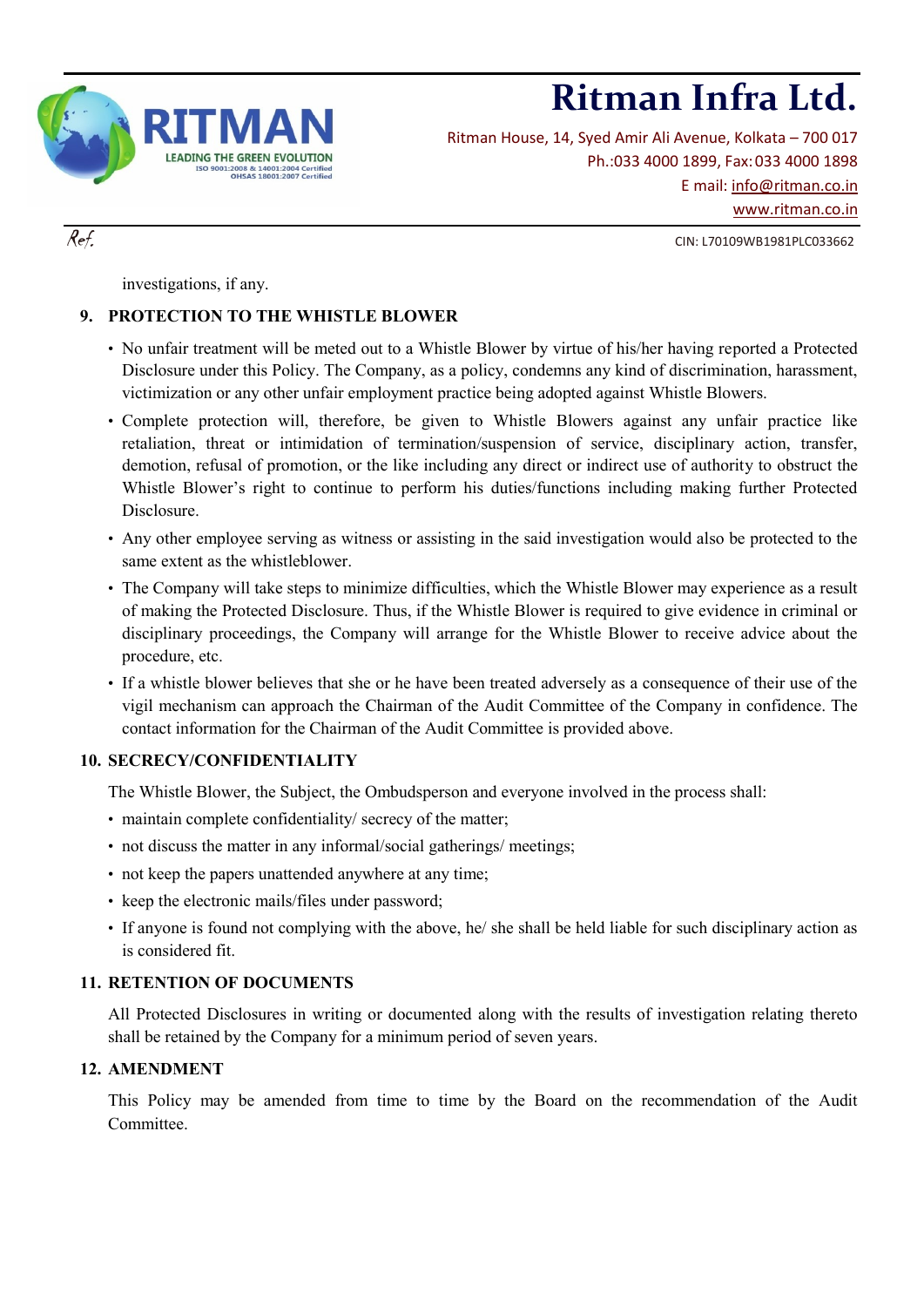investigations, if any.

## 9. PROTECTION TO THE WHISTLE BLOWER

- No unfair treatment will be meted out to a Whistle Blower by virtue of his/her having reported a Protected Disclosure under this Policy. The Company, as a policy, condemns any kind of discrimination, harassment, victimization or any other unfair employment practice being adopted against Whistle Blowers.
- Complete protection will, therefore, be given to Whistle Blowers against any unfair practice like retaliation, threat or intimidation of termination/suspension of service, disciplinary action, transfer, demotion, refusal of promotion, or the like including any direct or indirect use of authority to obstruct the Whistle Blower's right to continue to perform his duties/functions including making further Protected Disclosure.
- Any other employee serving as witness or assisting in the said investigation would also be protected to the same extent as the whistleblower.
- The Company will take steps to minimize difficulties, which the Whistle Blower may experience as a result of making the Protected Disclosure. Thus, if the Whistle Blower is required to give evidence in criminal or disciplinary proceedings, the Company will arrange for the Whistle Blower to receive advice about the procedure, etc.
- If a whistle blower believes that she or he have been treated adversely as a consequence of their use of the vigil mechanism can approach the Chairman of the Audit Committee of the Company in confidence. The contact information for the Chairman of the Audit Committee is provided above.

## 10. SECRECY/CONFIDENTIALITY

The Whistle Blower, the Subject, the Ombudsperson and everyone involved in the process shall:

- maintain complete confidentiality/ secrecy of the matter;
- not discuss the matter in any informal/social gatherings/ meetings;
- not keep the papers unattended anywhere at any time;
- keep the electronic mails/files under password;
- If anyone is found not complying with the above, he/ she shall be held liable for such disciplinary action as is considered fit.

## 11. RETENTION OF DOCUMENTS

All Protected Disclosures in writing or documented along with the results of investigation relating thereto shall be retained by the Company for a minimum period of seven years.

## 12. AMENDMENT

This Policy may be amended from time to time by the Board on the recommendation of the Audit Committee.